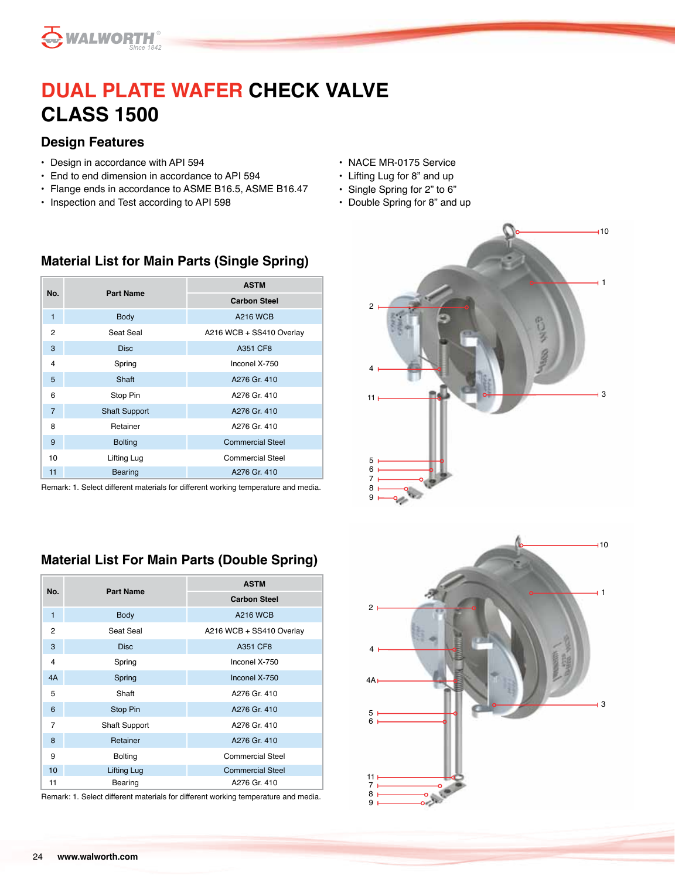# DUAL PLATE WAFER CHECK VALVE CLASS 1500

## Design Features

- Design in accordance with API 594
- End to end dimension in accordance to API 594
- Flange ends in accordance to ASME B16.5, ASME B16.47
- Inspection and Test according to API 598
- NACE MR-0175 Service
- Lifting Lug for 8" and up
- Single Spring for 2" to 6"
- Double Spring for 8" and up

## Material List for Main Parts (Single Spring)

| No. | Part Name | ASTM |
|---|---|---|
| | | Carbon Steel |
| 1 | Body | A216 WCB |
| 2 | Seat Seal | A216 WCB + SS410 Overlay |
| 3 | Disc | A351 CF8 |
| 4 | Spring | Inconel X-750 |
| 5 | Shaft | A276 Gr. 410 |
| 6 | Stop Pin | A276 Gr. 410 |
| 7 | Shaft Support | A276 Gr. 410 |
| 8 | Retainer | A276 Gr. 410 |
| 9 | Bolting | Commercial Steel |
| 10 | Lifting Lug | Commercial Steel |
| 11 | Bearing | A276 Gr. 410 |

Remark: 1. Select different materials for different working temperature and media.

## Material List For Main Parts (Double Spring)

| No. | Part Name | ASTM |
|---|---|---|
| | | Carbon Steel |
| 1 | Body | A216 WCB |
| 2 | Seat Seal | A216 WCB + SS410 Overlay |
| 3 | Disc | A351 CF8 |
| 4 | Spring | Inconel X-750 |
| 4A | Spring | Inconel X-750 |
| 5 | Shaft | A276 Gr. 410 |
| 6 | Stop Pin | A276 Gr. 410 |
| 7 | Shaft Support | A276 Gr. 410 |
| 8 | Retainer | A276 Gr. 410 |
| 9 | Bolting | Commercial Steel |
| 10 | Lifting Lug | Commercial Steel |
| 11 | Bearing | A276 Gr. 410 |

Remark: 1. Select different materials for different working temperature and media.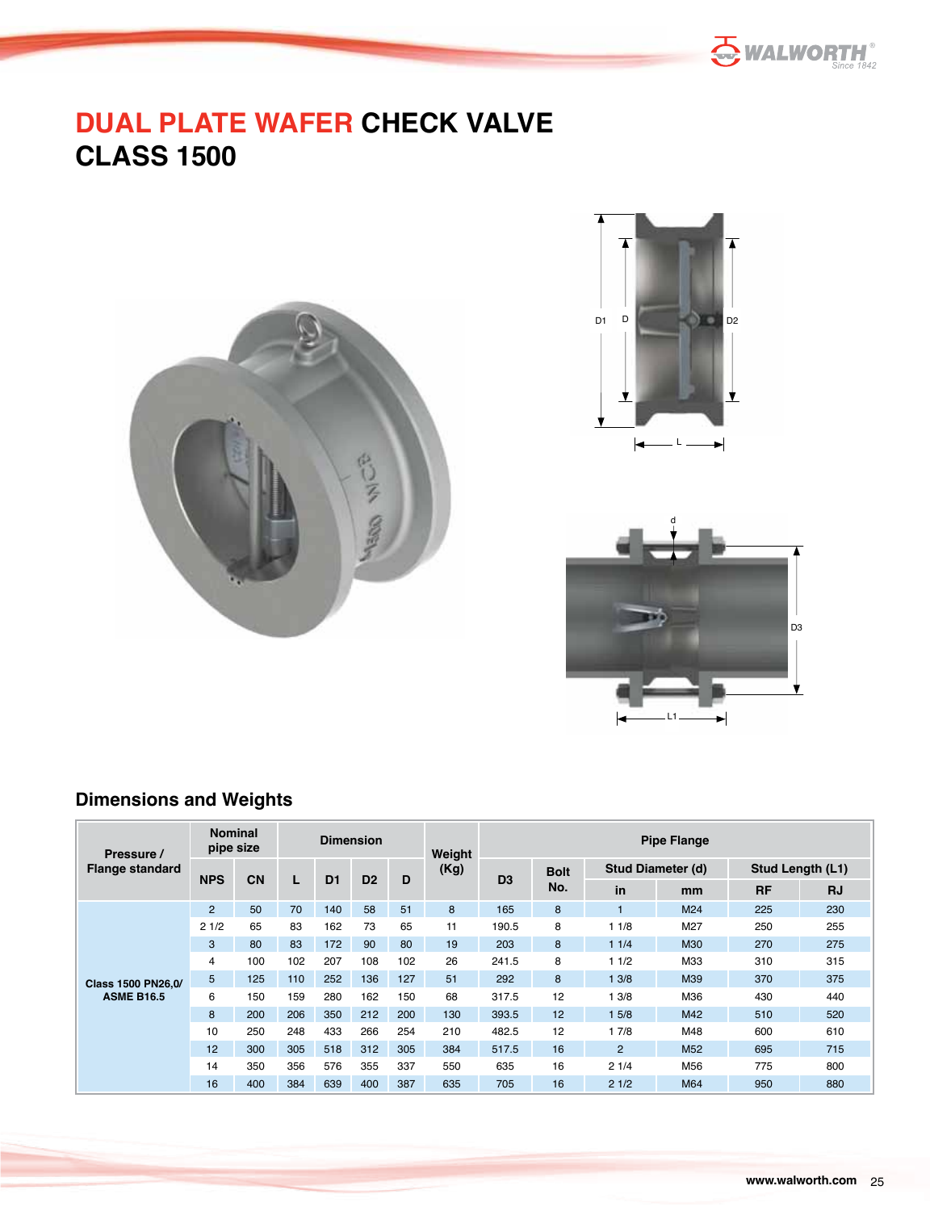# DUAL PLATE WAFER CHECK VALVE CLASS 1500

D1 D D2

L

d

D3

L1

## Dimensions and Weights

| Pressure / Flange standard | Nominal pipe size | | Dimension | | | | Weight (Kg) | Pipe Flange | | | | | |
|---|---|---|---|---|---|---|---|---|---|---|---|---|---|
| | NPS | CN | L | D1 | D2 | D | | D3 | Bolt No. | Stud Diameter (d) | | Stud Length (L1) | |
| | | | | | | | | | | in | mm | RF | RJ |
| Class 1500 PN26,0/ ASME B16.5 | 2 | 50 | 70 | 140 | 58 | 51 | 8 | 165 | 8 | 1 | M24 | 225 | 230 |
| | 2 1/2 | 65 | 83 | 162 | 73 | 65 | 11 | 190.5 | 8 | 1 1/8 | M27 | 250 | 255 |
| | 3 | 80 | 83 | 172 | 90 | 80 | 19 | 203 | 8 | 1 1/4 | M30 | 270 | 275 |
| | 4 | 100 | 102 | 207 | 108 | 102 | 26 | 241.5 | 8 | 1 1/2 | M33 | 310 | 315 |
| | 5 | 125 | 110 | 252 | 136 | 127 | 51 | 292 | 8 | 1 3/8 | M39 | 370 | 375 |
| | 6 | 150 | 159 | 280 | 162 | 150 | 68 | 317.5 | 12 | 1 3/8 | M36 | 430 | 440 |
| | 8 | 200 | 206 | 350 | 212 | 200 | 130 | 393.5 | 12 | 1 5/8 | M42 | 510 | 520 |
| | 10 | 250 | 248 | 433 | 266 | 254 | 210 | 482.5 | 12 | 1 7/8 | M48 | 600 | 610 |
| | 12 | 300 | 305 | 518 | 312 | 305 | 384 | 517.5 | 16 | 2 | M52 | 695 | 715 |
| | 14 | 350 | 356 | 576 | 355 | 337 | 550 | 635 | 16 | 2 1/4 | M56 | 775 | 800 |
| | 16 | 400 | 384 | 639 | 400 | 387 | 635 | 705 | 16 | 2 1/2 | M64 | 950 | 880 |

www.walworth.com